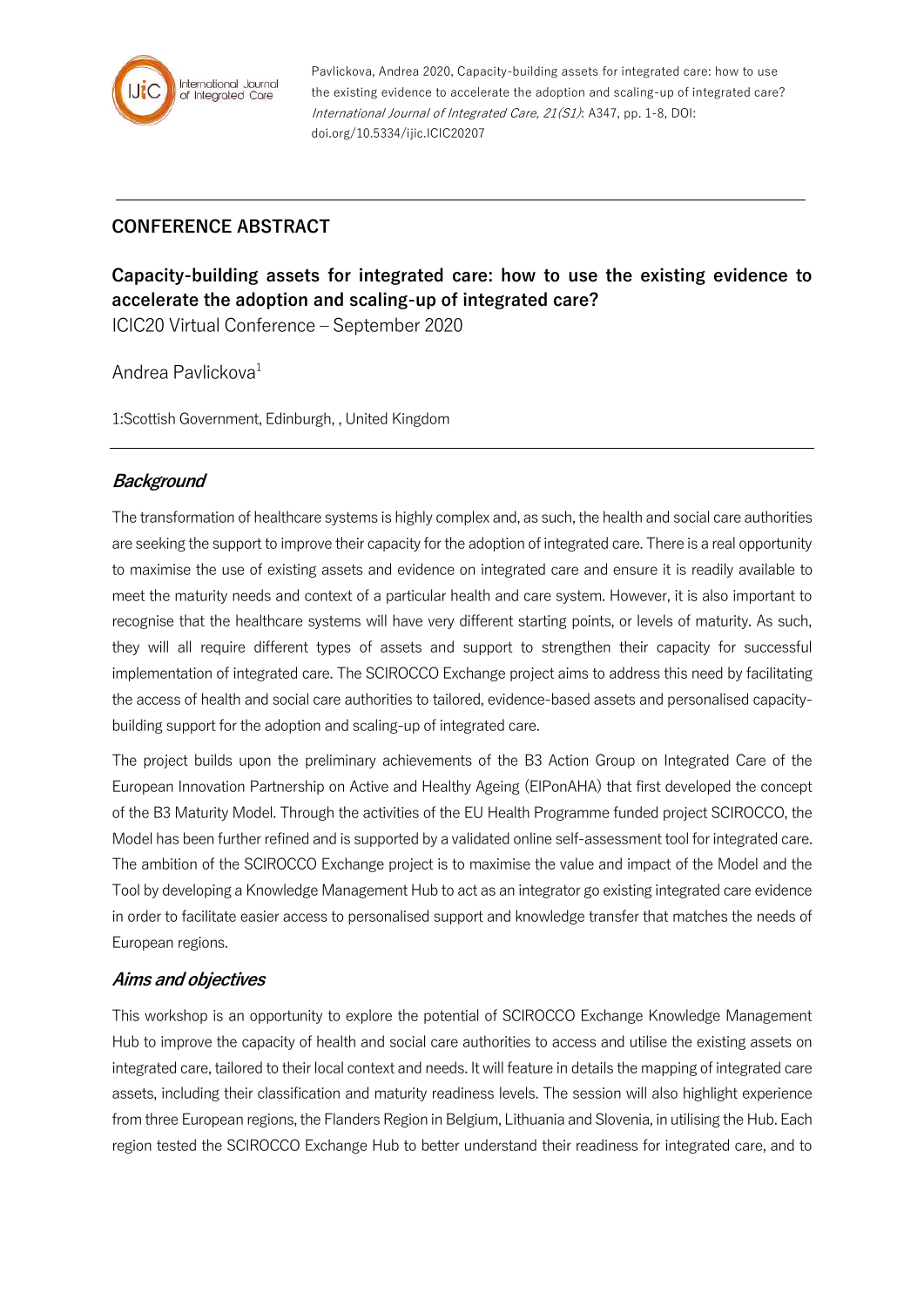Pavlickova, Andrea 2020, Capacity-building assets for integrated care: how to use the existing evidence to accelerate the adoption and scaling-up of integrated care? *International Journal of Integrated Care, 21(S1)*: A347, pp. 1-8, DOI: doi.org/10.5334/ijic.ICIC20207

---

## CONFERENCE ABSTRACT

# Capacity-building assets for integrated care: how to use the existing evidence to accelerate the adoption and scaling-up of integrated care?

ICIC20 Virtual Conference – September 2020

Andrea Pavlickova[1]

1:Scottish Government, Edinburgh, , United Kingdom

---

### *Background*

The transformation of healthcare systems is highly complex and, as such, the health and social care authorities are seeking the support to improve their capacity for the adoption of integrated care. There is a real opportunity to maximise the use of existing assets and evidence on integrated care and ensure it is readily available to meet the maturity needs and context of a particular health and care system. However, it is also important to recognise that the healthcare systems will have very different starting points, or levels of maturity. As such, they will all require different types of assets and support to strengthen their capacity for successful implementation of integrated care. The SCIROCCO Exchange project aims to address this need by facilitating the access of health and social care authorities to tailored, evidence-based assets and personalised capacity-building support for the adoption and scaling-up of integrated care.

The project builds upon the preliminary achievements of the B3 Action Group on Integrated Care of the European Innovation Partnership on Active and Healthy Ageing (EIPonAHA) that first developed the concept of the B3 Maturity Model. Through the activities of the EU Health Programme funded project SCIROCCO, the Model has been further refined and is supported by a validated online self-assessment tool for integrated care. The ambition of the SCIROCCO Exchange project is to maximise the value and impact of the Model and the Tool by developing a Knowledge Management Hub to act as an integrator go existing integrated care evidence in order to facilitate easier access to personalised support and knowledge transfer that matches the needs of European regions.

### *Aims and objectives*

This workshop is an opportunity to explore the potential of SCIROCCO Exchange Knowledge Management Hub to improve the capacity of health and social care authorities to access and utilise the existing assets on integrated care, tailored to their local context and needs. It will feature in details the mapping of integrated care assets, including their classification and maturity readiness levels. The session will also highlight experience from three European regions, the Flanders Region in Belgium, Lithuania and Slovenia, in utilising the Hub. Each region tested the SCIROCCO Exchange Hub to better understand their readiness for integrated care, and to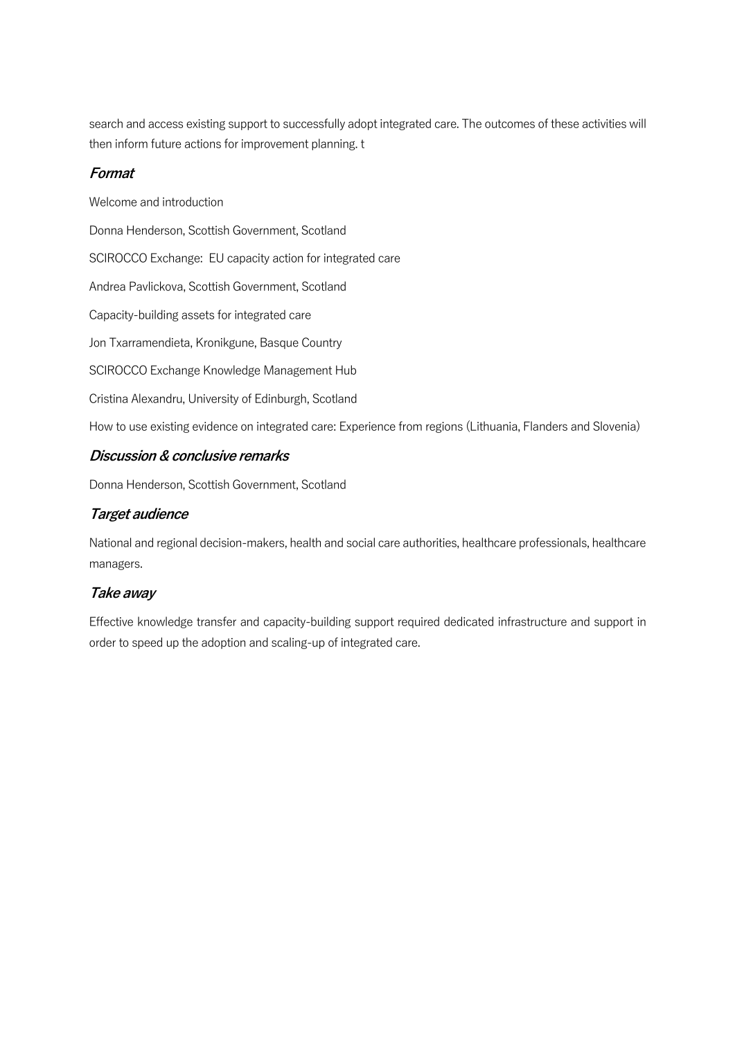search and access existing support to successfully adopt integrated care. The outcomes of these activities will then inform future actions for improvement planning. t

### *Format*

Welcome and introduction

Donna Henderson, Scottish Government, Scotland

SCIROCCO Exchange:  EU capacity action for integrated care

Andrea Pavlickova, Scottish Government, Scotland

Capacity-building assets for integrated care

Jon Txarramendieta, Kronikgune, Basque Country

SCIROCCO Exchange Knowledge Management Hub

Cristina Alexandru, University of Edinburgh, Scotland

How to use existing evidence on integrated care: Experience from regions (Lithuania, Flanders and Slovenia)

### *Discussion & conclusive remarks*

Donna Henderson, Scottish Government, Scotland

### *Target audience*

National and regional decision-makers, health and social care authorities, healthcare professionals, healthcare managers.

### *Take away*

Effective knowledge transfer and capacity-building support required dedicated infrastructure and support in order to speed up the adoption and scaling-up of integrated care.